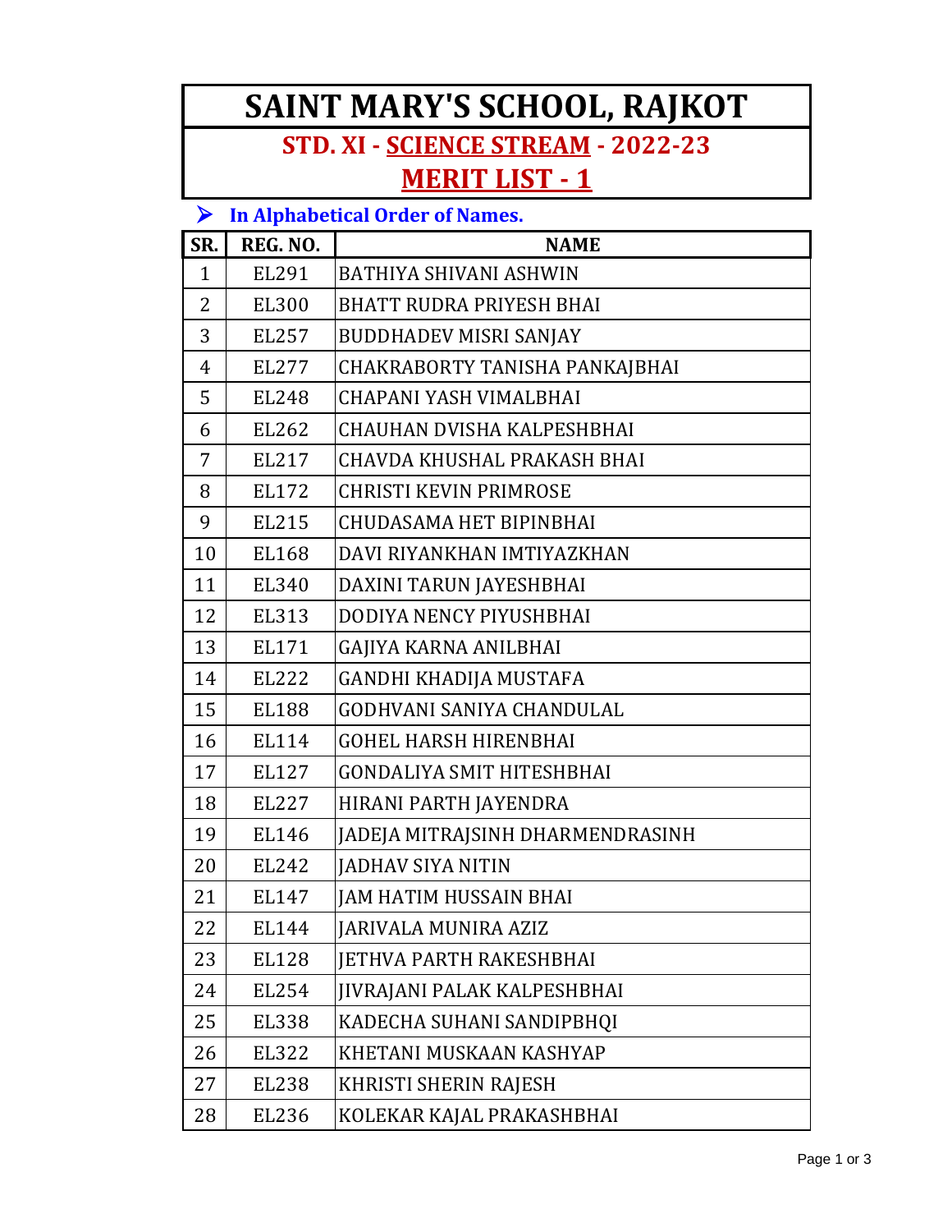# SAINT MARY'S SCHOOL, RAJKOT

## STD. XI - SCIENCE STREAM - 2022-23

## MERIT LIST - 1

- **In Alphabetical Order of Names.**

| SR. | REG. NO. | NAME |
|---|---|---|
| 1 | EL291 | BATHIYA SHIVANI ASHWIN |
| 2 | EL300 | BHATT RUDRA PRIYESH BHAI |
| 3 | EL257 | BUDDHADEV MISRI SANJAY |
| 4 | EL277 | CHAKRABORTY TANISHA PANKAJBHAI |
| 5 | EL248 | CHAPANI YASH VIMALBHAI |
| 6 | EL262 | CHAUHAN DVISHA KALPESHBHAI |
| 7 | EL217 | CHAVDA KHUSHAL PRAKASH BHAI |
| 8 | EL172 | CHRISTI KEVIN PRIMROSE |
| 9 | EL215 | CHUDASAMA HET BIPINBHAI |
| 10 | EL168 | DAVI RIYANKHAN IMTIYAZKHAN |
| 11 | EL340 | DAXINI TARUN JAYESHBHAI |
| 12 | EL313 | DODIYA NENCY PIYUSHBHAI |
| 13 | EL171 | GAJIYA KARNA ANILBHAI |
| 14 | EL222 | GANDHI KHADIJA MUSTAFA |
| 15 | EL188 | GODHVANI SANIYA CHANDULAL |
| 16 | EL114 | GOHEL HARSH HIRENBHAI |
| 17 | EL127 | GONDALIYA SMIT HITESHBHAI |
| 18 | EL227 | HIRANI PARTH JAYENDRA |
| 19 | EL146 | JADEJA MITRAJSINH DHARMENDRASINH |
| 20 | EL242 | JADHAV SIYA NITIN |
| 21 | EL147 | JAM HATIM HUSSAIN BHAI |
| 22 | EL144 | JARIVALA MUNIRA AZIZ |
| 23 | EL128 | JETHVA PARTH RAKESHBHAI |
| 24 | EL254 | JIVRAJANI PALAK KALPESHBHAI |
| 25 | EL338 | KADECHA SUHANI SANDIPBHQI |
| 26 | EL322 | KHETANI MUSKAAN KASHYAP |
| 27 | EL238 | KHRISTI SHERIN RAJESH |
| 28 | EL236 | KOLEKAR KAJAL PRAKASHBHAI |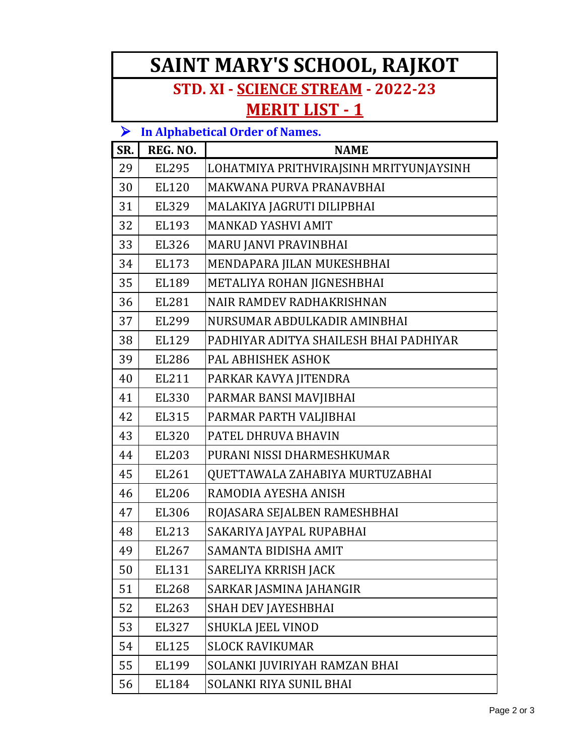# SAINT MARY'S SCHOOL, RAJKOT

## STD. XI - SCIENCE STREAM - 2022-23

## MERIT LIST - 1

- **In Alphabetical Order of Names.**

| SR. | REG. NO. | NAME |
|---|---|---|
| 29 | EL295 | LOHATMIYA PRITHVIRAJSINH MRITYUNJAYSINH |
| 30 | EL120 | MAKWANA PURVA PRANAVBHAI |
| 31 | EL329 | MALAKIYA JAGRUTI DILIPBHAI |
| 32 | EL193 | MANKAD YASHVI AMIT |
| 33 | EL326 | MARU JANVI PRAVINBHAI |
| 34 | EL173 | MENDAPARA JILAN MUKESHBHAI |
| 35 | EL189 | METALIYA ROHAN JIGNESHBHAI |
| 36 | EL281 | NAIR RAMDEV RADHAKRISHNAN |
| 37 | EL299 | NURSUMAR ABDULKADIR AMINBHAI |
| 38 | EL129 | PADHIYAR ADITYA SHAILESH BHAI PADHIYAR |
| 39 | EL286 | PAL ABHISHEK ASHOK |
| 40 | EL211 | PARKAR KAVYA JITENDRA |
| 41 | EL330 | PARMAR BANSI MAVJIBHAI |
| 42 | EL315 | PARMAR PARTH VALJIBHAI |
| 43 | EL320 | PATEL DHRUVA BHAVIN |
| 44 | EL203 | PURANI NISSI DHARMESHKUMAR |
| 45 | EL261 | QUETTAWALA ZAHABIYA MURTUZABHAI |
| 46 | EL206 | RAMODIA AYESHA ANISH |
| 47 | EL306 | ROJASARA SEJALBEN RAMESHBHAI |
| 48 | EL213 | SAKARIYA JAYPAL RUPABHAI |
| 49 | EL267 | SAMANTA BIDISHA AMIT |
| 50 | EL131 | SARELIYA KRRISH JACK |
| 51 | EL268 | SARKAR JASMINA JAHANGIR |
| 52 | EL263 | SHAH DEV JAYESHBHAI |
| 53 | EL327 | SHUKLA JEEL VINOD |
| 54 | EL125 | SLOCK RAVIKUMAR |
| 55 | EL199 | SOLANKI JUVIRIYAH RAMZAN BHAI |
| 56 | EL184 | SOLANKI RIYA SUNIL BHAI |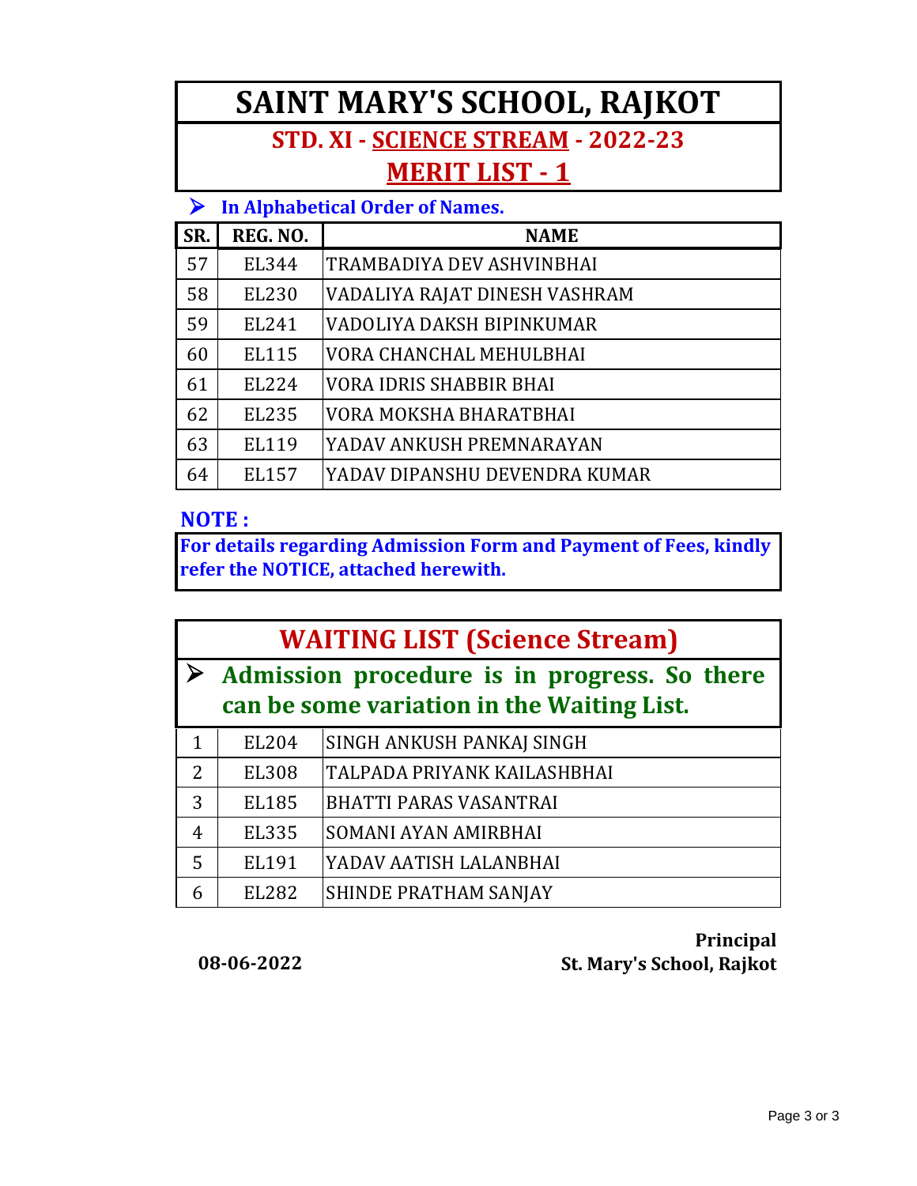# SAINT MARY'S SCHOOL, RAJKOT

## STD. XI - SCIENCE STREAM - 2022-23

## MERIT LIST - 1

➤ **In Alphabetical Order of Names.**

| SR. | REG. NO. | NAME |
|---|---|---|
| 57 | EL344 | TRAMBADIYA DEV ASHVINBHAI |
| 58 | EL230 | VADALIYA RAJAT DINESH VASHRAM |
| 59 | EL241 | VADOLIYA DAKSH BIPINKUMAR |
| 60 | EL115 | VORA CHANCHAL MEHULBHAI |
| 61 | EL224 | VORA IDRIS SHABBIR BHAI |
| 62 | EL235 | VORA MOKSHA BHARATBHAI |
| 63 | EL119 | YADAV ANKUSH PREMNARAYAN |
| 64 | EL157 | YADAV DIPANSHU DEVENDRA KUMAR |

**NOTE :**

**For details regarding Admission Form and Payment of Fees, kindly refer the NOTICE, attached herewith.**

## WAITING LIST (Science Stream)

➤ **Admission procedure is in progress. So there can be some variation in the Waiting List.**

| | | |
|---|---|---|
| 1 | EL204 | SINGH ANKUSH PANKAJ SINGH |
| 2 | EL308 | TALPADA PRIYANK KAILASHBHAI |
| 3 | EL185 | BHATTI PARAS VASANTRAI |
| 4 | EL335 | SOMANI AYAN AMIRBHAI |
| 5 | EL191 | YADAV AATISH LALANBHAI |
| 6 | EL282 | SHINDE PRATHAM SANJAY |

**08-06-2022**

**Principal**
**St. Mary's School, Rajkot**